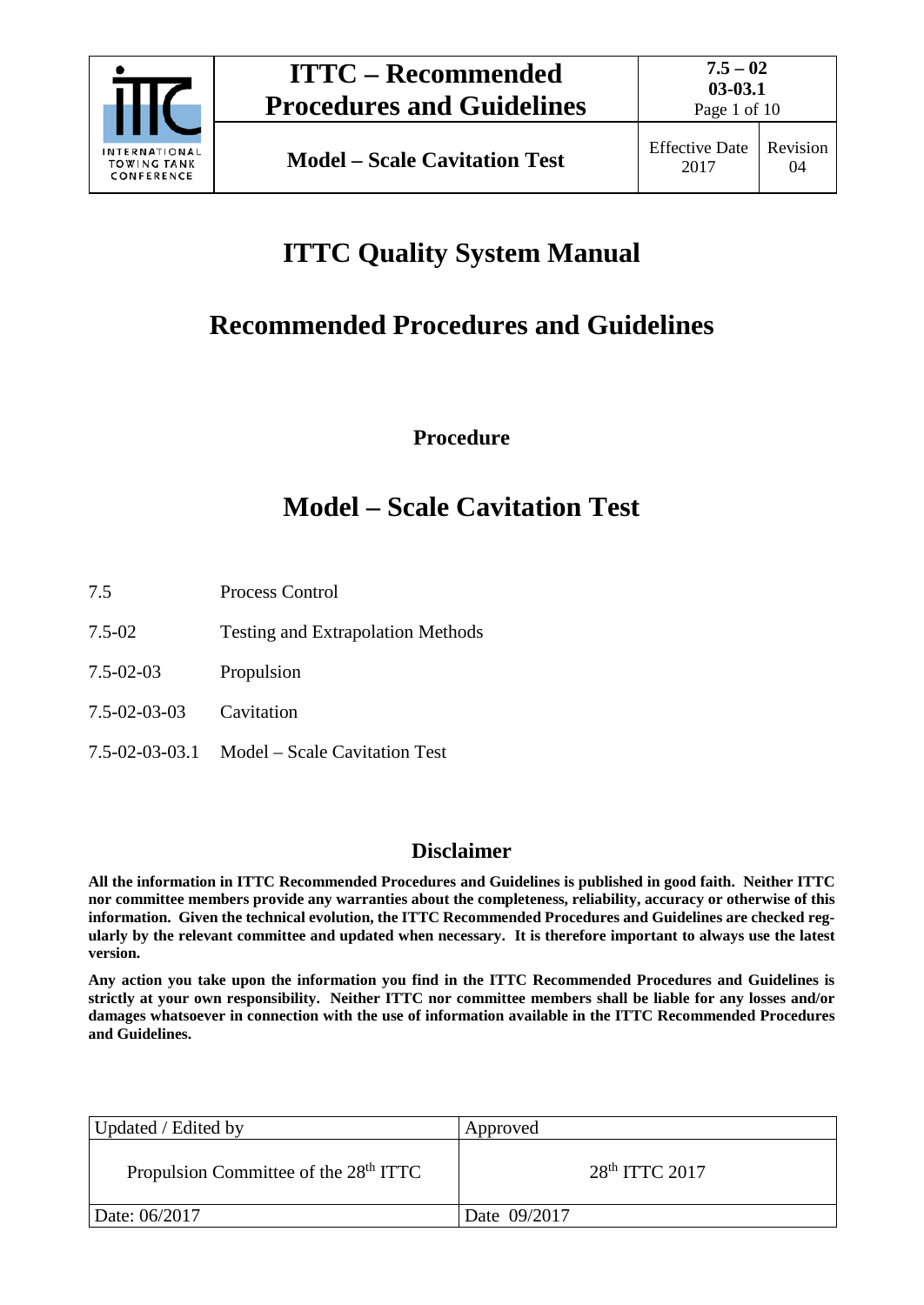# ITTC Quality System Manual

## Recommended Procedures and Guidelines

**Procedure**

## Model – Scale Cavitation Test

| | |
|---|---|
| 7.5 | Process Control |
| 7.5-02 | Testing and Extrapolation Methods |
| 7.5-02-03 | Propulsion |
| 7.5-02-03-03 | Cavitation |
| 7.5-02-03-03.1 | Model – Scale Cavitation Test |

### Disclaimer

**All the information in ITTC Recommended Procedures and Guidelines is published in good faith. Neither ITTC nor committee members provide any warranties about the completeness, reliability, accuracy or otherwise of this information. Given the technical evolution, the ITTC Recommended Procedures and Guidelines are checked regularly by the relevant committee and updated when necessary. It is therefore important to always use the latest version.**

**Any action you take upon the information you find in the ITTC Recommended Procedures and Guidelines is strictly at your own responsibility. Neither ITTC nor committee members shall be liable for any losses and/or damages whatsoever in connection with the use of information available in the ITTC Recommended Procedures and Guidelines.**

| Updated / Edited by | Approved |
|---|---|
| Propulsion Committee of the 28th ITTC | 28th ITTC 2017 |
| Date: 06/2017 | Date 09/2017 |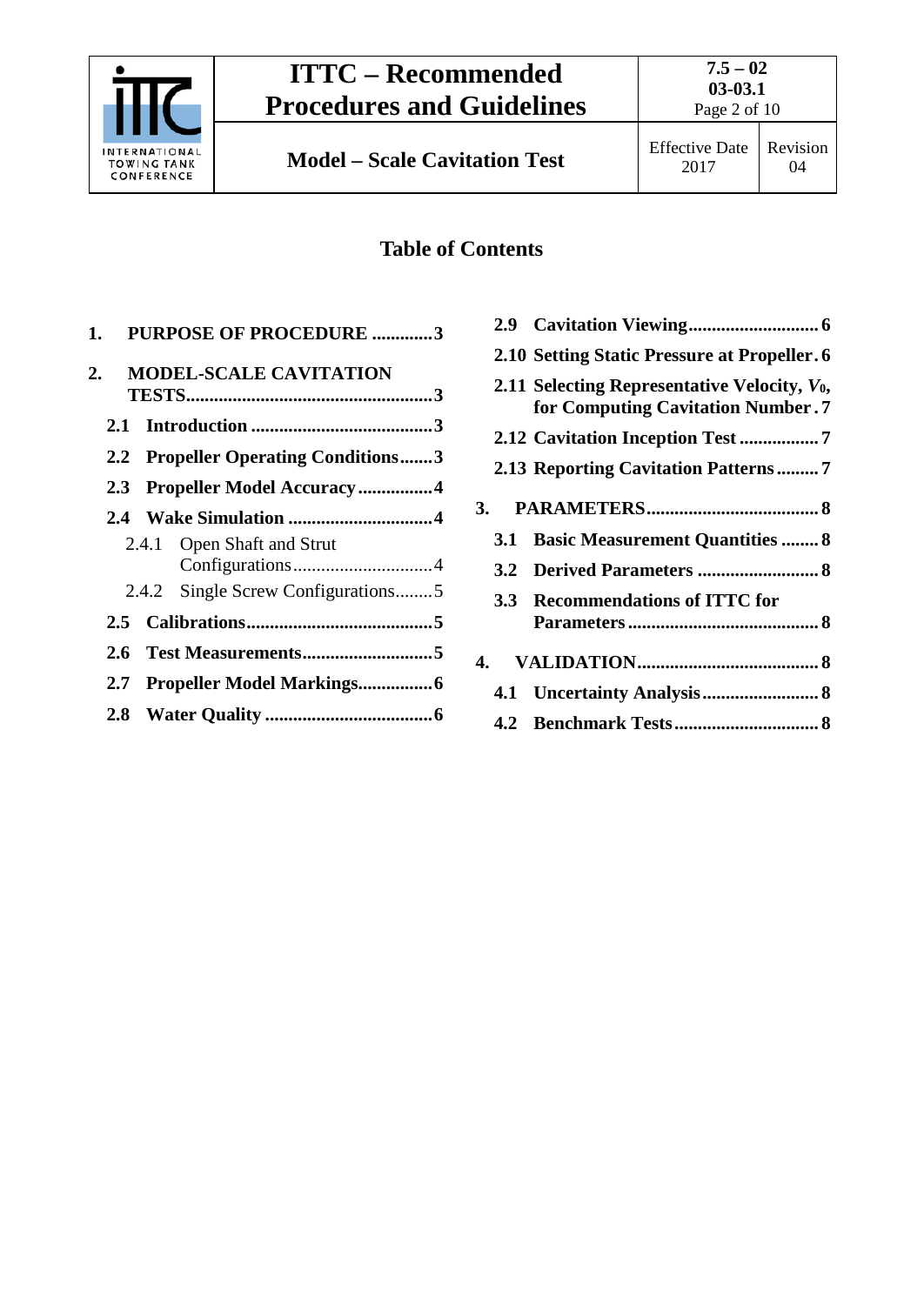## Table of Contents

1. **PURPOSE OF PROCEDURE** .............3
2. **MODEL-SCALE CAVITATION TESTS**.....................................................3
   - **2.1 Introduction** .......................................3
   - **2.2 Propeller Operating Conditions**.......3
   - **2.3 Propeller Model Accuracy**................4
   - **2.4 Wake Simulation** ...............................4
     - 2.4.1 Open Shaft and Strut Configurations..............................4
     - 2.4.2 Single Screw Configurations........5
   - **2.5 Calibrations**........................................5
   - **2.6 Test Measurements**............................5
   - **2.7 Propeller Model Markings**................6
   - **2.8 Water Quality** ....................................6
   - **2.9 Cavitation Viewing**............................6
   - **2.10 Setting Static Pressure at Propeller**. 6
   - **2.11 Selecting Representative Velocity, $V_0$, for Computing Cavitation Number** . 7
   - **2.12 Cavitation Inception Test** ................. 7
   - **2.13 Reporting Cavitation Patterns** ......... 7
3. **PARAMETERS**..................................... 8
   - **3.1 Basic Measurement Quantities** ........ 8
   - **3.2 Derived Parameters** .......................... 8
   - **3.3 Recommendations of ITTC for Parameters** ......................................... 8
4. **VALIDATION**....................................... 8
   - **4.1 Uncertainty Analysis**......................... 8
   - **4.2 Benchmark Tests**............................... 8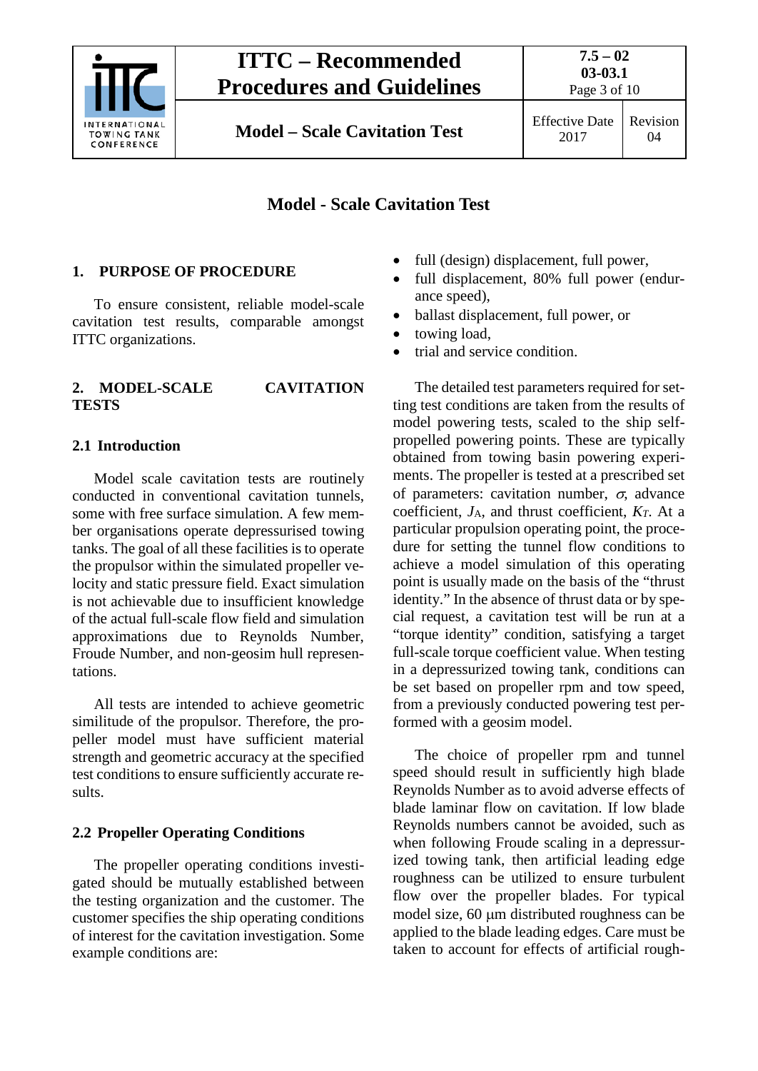# Model - Scale Cavitation Test

## 1. PURPOSE OF PROCEDURE

To ensure consistent, reliable model-scale cavitation test results, comparable amongst ITTC organizations.

## 2. MODEL-SCALE CAVITATION TESTS

### 2.1 Introduction

Model scale cavitation tests are routinely conducted in conventional cavitation tunnels, some with free surface simulation. A few member organisations operate depressurised towing tanks. The goal of all these facilities is to operate the propulsor within the simulated propeller velocity and static pressure field. Exact simulation is not achievable due to insufficient knowledge of the actual full-scale flow field and simulation approximations due to Reynolds Number, Froude Number, and non-geosim hull representations.

All tests are intended to achieve geometric similitude of the propulsor. Therefore, the propeller model must have sufficient material strength and geometric accuracy at the specified test conditions to ensure sufficiently accurate results.

### 2.2 Propeller Operating Conditions

The propeller operating conditions investigated should be mutually established between the testing organization and the customer. The customer specifies the ship operating conditions of interest for the cavitation investigation. Some example conditions are:

- full (design) displacement, full power,
- full displacement, 80% full power (endurance speed),
- ballast displacement, full power, or
- towing load,
- trial and service condition.

The detailed test parameters required for setting test conditions are taken from the results of model powering tests, scaled to the ship self-propelled powering points. These are typically obtained from towing basin powering experiments. The propeller is tested at a prescribed set of parameters: cavitation number, $\sigma$, advance coefficient, $J_A$, and thrust coefficient, $K_T$. At a particular propulsion operating point, the procedure for setting the tunnel flow conditions to achieve a model simulation of this operating point is usually made on the basis of the "thrust identity." In the absence of thrust data or by special request, a cavitation test will be run at a "torque identity" condition, satisfying a target full-scale torque coefficient value. When testing in a depressurized towing tank, conditions can be set based on propeller rpm and tow speed, from a previously conducted powering test performed with a geosim model.

The choice of propeller rpm and tunnel speed should result in sufficiently high blade Reynolds Number as to avoid adverse effects of blade laminar flow on cavitation. If low blade Reynolds numbers cannot be avoided, such as when following Froude scaling in a depressurized towing tank, then artificial leading edge roughness can be utilized to ensure turbulent flow over the propeller blades. For typical model size, 60 μm distributed roughness can be applied to the blade leading edges. Care must be taken to account for effects of artificial rough-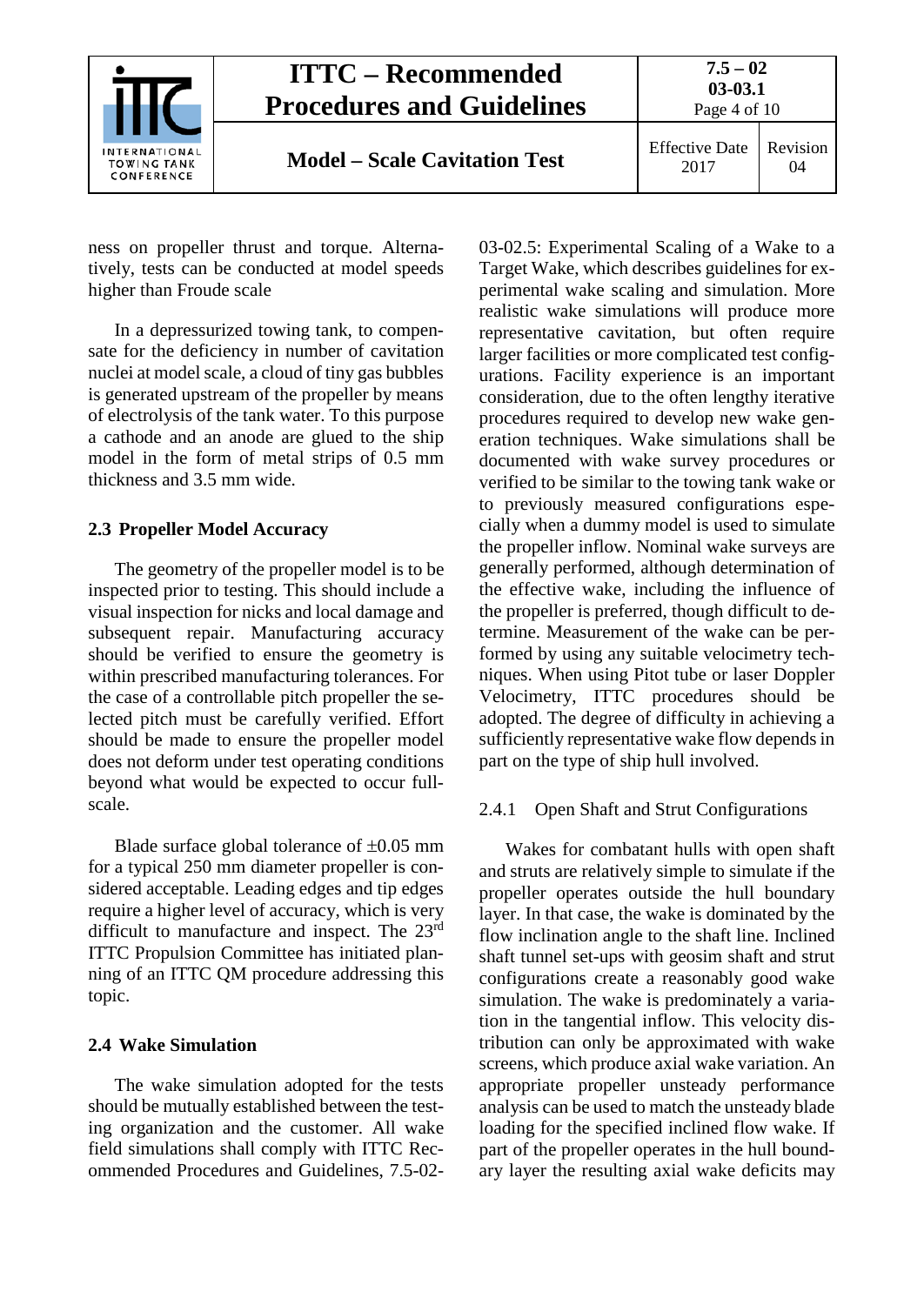ness on propeller thrust and torque. Alternatively, tests can be conducted at model speeds higher than Froude scale

In a depressurized towing tank, to compensate for the deficiency in number of cavitation nuclei at model scale, a cloud of tiny gas bubbles is generated upstream of the propeller by means of electrolysis of the tank water. To this purpose a cathode and an anode are glued to the ship model in the form of metal strips of 0.5 mm thickness and 3.5 mm wide.

## 2.3 Propeller Model Accuracy

The geometry of the propeller model is to be inspected prior to testing. This should include a visual inspection for nicks and local damage and subsequent repair. Manufacturing accuracy should be verified to ensure the geometry is within prescribed manufacturing tolerances. For the case of a controllable pitch propeller the selected pitch must be carefully verified. Effort should be made to ensure the propeller model does not deform under test operating conditions beyond what would be expected to occur full-scale.

Blade surface global tolerance of ±0.05 mm for a typical 250 mm diameter propeller is considered acceptable. Leading edges and tip edges require a higher level of accuracy, which is very difficult to manufacture and inspect. The 23rd ITTC Propulsion Committee has initiated planning of an ITTC QM procedure addressing this topic.

## 2.4 Wake Simulation

The wake simulation adopted for the tests should be mutually established between the testing organization and the customer. All wake field simulations shall comply with ITTC Recommended Procedures and Guidelines, 7.5-02-03-02.5: Experimental Scaling of a Wake to a Target Wake, which describes guidelines for experimental wake scaling and simulation. More realistic wake simulations will produce more representative cavitation, but often require larger facilities or more complicated test configurations. Facility experience is an important consideration, due to the often lengthy iterative procedures required to develop new wake generation techniques. Wake simulations shall be documented with wake survey procedures or verified to be similar to the towing tank wake or to previously measured configurations especially when a dummy model is used to simulate the propeller inflow. Nominal wake surveys are generally performed, although determination of the effective wake, including the influence of the propeller is preferred, though difficult to determine. Measurement of the wake can be performed by using any suitable velocimetry techniques. When using Pitot tube or laser Doppler Velocimetry, ITTC procedures should be adopted. The degree of difficulty in achieving a sufficiently representative wake flow depends in part on the type of ship hull involved.

### 2.4.1 Open Shaft and Strut Configurations

Wakes for combatant hulls with open shaft and struts are relatively simple to simulate if the propeller operates outside the hull boundary layer. In that case, the wake is dominated by the flow inclination angle to the shaft line. Inclined shaft tunnel set-ups with geosim shaft and strut configurations create a reasonably good wake simulation. The wake is predominately a variation in the tangential inflow. This velocity distribution can only be approximated with wake screens, which produce axial wake variation. An appropriate propeller unsteady performance analysis can be used to match the unsteady blade loading for the specified inclined flow wake. If part of the propeller operates in the hull boundary layer the resulting axial wake deficits may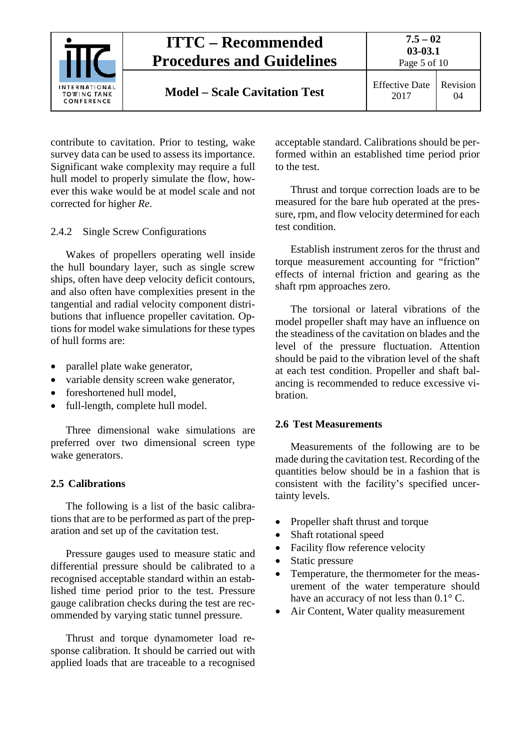contribute to cavitation. Prior to testing, wake survey data can be used to assess its importance. Significant wake complexity may require a full hull model to properly simulate the flow, however this wake would be at model scale and not corrected for higher *Re*.

### 2.4.2 Single Screw Configurations

Wakes of propellers operating well inside the hull boundary layer, such as single screw ships, often have deep velocity deficit contours, and also often have complexities present in the tangential and radial velocity component distributions that influence propeller cavitation. Options for model wake simulations for these types of hull forms are:

- parallel plate wake generator,
- variable density screen wake generator,
- foreshortened hull model,
- full-length, complete hull model.

Three dimensional wake simulations are preferred over two dimensional screen type wake generators.

## 2.5 Calibrations

The following is a list of the basic calibrations that are to be performed as part of the preparation and set up of the cavitation test.

Pressure gauges used to measure static and differential pressure should be calibrated to a recognised acceptable standard within an established time period prior to the test. Pressure gauge calibration checks during the test are recommended by varying static tunnel pressure.

Thrust and torque dynamometer load response calibration. It should be carried out with applied loads that are traceable to a recognised acceptable standard. Calibrations should be performed within an established time period prior to the test.

Thrust and torque correction loads are to be measured for the bare hub operated at the pressure, rpm, and flow velocity determined for each test condition.

Establish instrument zeros for the thrust and torque measurement accounting for "friction" effects of internal friction and gearing as the shaft rpm approaches zero.

The torsional or lateral vibrations of the model propeller shaft may have an influence on the steadiness of the cavitation on blades and the level of the pressure fluctuation. Attention should be paid to the vibration level of the shaft at each test condition. Propeller and shaft balancing is recommended to reduce excessive vibration.

## 2.6 Test Measurements

Measurements of the following are to be made during the cavitation test. Recording of the quantities below should be in a fashion that is consistent with the facility's specified uncertainty levels.

- Propeller shaft thrust and torque
- Shaft rotational speed
- Facility flow reference velocity
- Static pressure
- Temperature, the thermometer for the measurement of the water temperature should have an accuracy of not less than 0.1° C.
- Air Content, Water quality measurement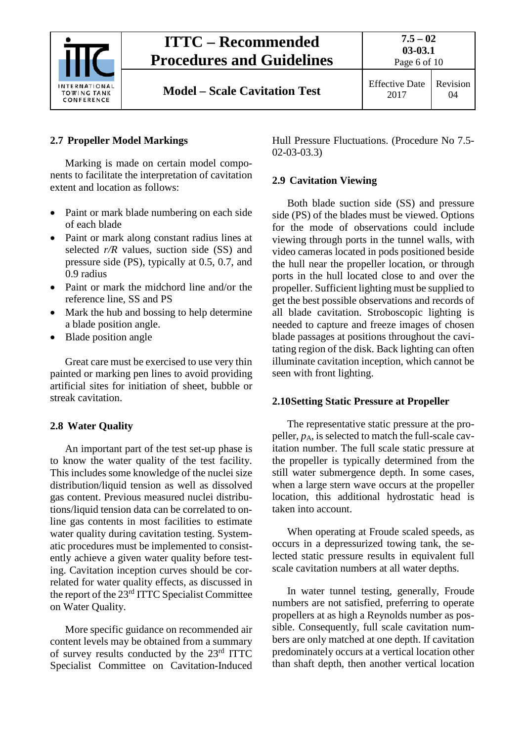## 2.7 Propeller Model Markings

Marking is made on certain model components to facilitate the interpretation of cavitation extent and location as follows:

- Paint or mark blade numbering on each side of each blade
- Paint or mark along constant radius lines at selected *r/R* values, suction side (SS) and pressure side (PS), typically at 0.5, 0.7, and 0.9 radius
- Paint or mark the midchord line and/or the reference line, SS and PS
- Mark the hub and bossing to help determine a blade position angle.
- Blade position angle

Great care must be exercised to use very thin painted or marking pen lines to avoid providing artificial sites for initiation of sheet, bubble or streak cavitation.

## 2.8 Water Quality

An important part of the test set-up phase is to know the water quality of the test facility. This includes some knowledge of the nuclei size distribution/liquid tension as well as dissolved gas content. Previous measured nuclei distributions/liquid tension data can be correlated to on-line gas contents in most facilities to estimate water quality during cavitation testing. Systematic procedures must be implemented to consistently achieve a given water quality before testing. Cavitation inception curves should be correlated for water quality effects, as discussed in the report of the 23rd ITTC Specialist Committee on Water Quality.

More specific guidance on recommended air content levels may be obtained from a summary of survey results conducted by the 23rd ITTC Specialist Committee on Cavitation-Induced Hull Pressure Fluctuations. (Procedure No 7.5-02-03-03.3)

## 2.9 Cavitation Viewing

Both blade suction side (SS) and pressure side (PS) of the blades must be viewed. Options for the mode of observations could include viewing through ports in the tunnel walls, with video cameras located in pods positioned beside the hull near the propeller location, or through ports in the hull located close to and over the propeller. Sufficient lighting must be supplied to get the best possible observations and records of all blade cavitation. Stroboscopic lighting is needed to capture and freeze images of chosen blade passages at positions throughout the cavitating region of the disk. Back lighting can often illuminate cavitation inception, which cannot be seen with front lighting.

## 2.10 Setting Static Pressure at Propeller

The representative static pressure at the propeller, $p_A$, is selected to match the full-scale cavitation number. The full scale static pressure at the propeller is typically determined from the still water submergence depth. In some cases, when a large stern wave occurs at the propeller location, this additional hydrostatic head is taken into account.

When operating at Froude scaled speeds, as occurs in a depressurized towing tank, the selected static pressure results in equivalent full scale cavitation numbers at all water depths.

In water tunnel testing, generally, Froude numbers are not satisfied, preferring to operate propellers at as high a Reynolds number as possible. Consequently, full scale cavitation numbers are only matched at one depth. If cavitation predominately occurs at a vertical location other than shaft depth, then another vertical location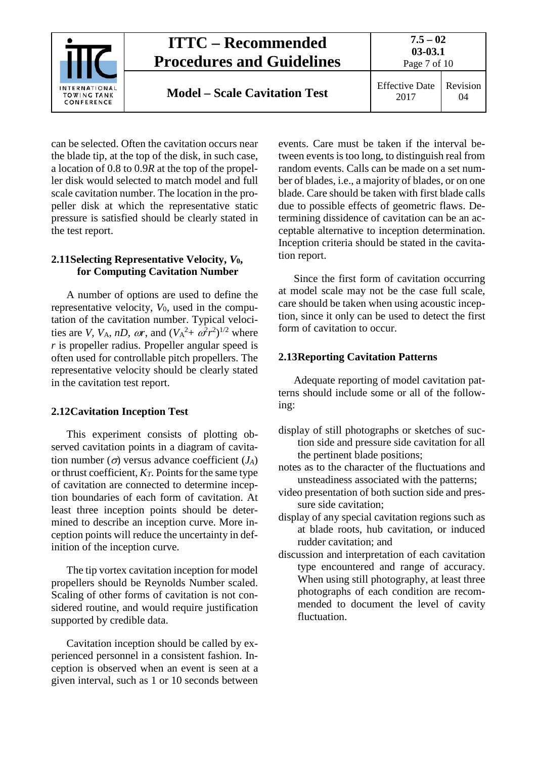can be selected. Often the cavitation occurs near the blade tip, at the top of the disk, in such case, a location of 0.8 to 0.9$R$ at the top of the propeller disk would selected to match model and full scale cavitation number. The location in the propeller disk at which the representative static pressure is satisfied should be clearly stated in the test report.

### 2.11 Selecting Representative Velocity, $V_0$, for Computing Cavitation Number

A number of options are used to define the representative velocity, $V_0$, used in the computation of the cavitation number. Typical velocities are $V$, $V_A$, $nD$, $\omega r$, and $(V_A^2 + \omega^2 r^2)^{1/2}$ where $r$ is propeller radius. Propeller angular speed is often used for controllable pitch propellers. The representative velocity should be clearly stated in the cavitation test report.

### 2.12 Cavitation Inception Test

This experiment consists of plotting observed cavitation points in a diagram of cavitation number ($\sigma$) versus advance coefficient ($J_A$) or thrust coefficient, $K_T$. Points for the same type of cavitation are connected to determine inception boundaries of each form of cavitation. At least three inception points should be determined to describe an inception curve. More inception points will reduce the uncertainty in definition of the inception curve.

The tip vortex cavitation inception for model propellers should be Reynolds Number scaled. Scaling of other forms of cavitation is not considered routine, and would require justification supported by credible data.

Cavitation inception should be called by experienced personnel in a consistent fashion. Inception is observed when an event is seen at a given interval, such as 1 or 10 seconds between events. Care must be taken if the interval between events is too long, to distinguish real from random events. Calls can be made on a set number of blades, i.e., a majority of blades, or on one blade. Care should be taken with first blade calls due to possible effects of geometric flaws. Determining dissidence of cavitation can be an acceptable alternative to inception determination. Inception criteria should be stated in the cavitation report.

Since the first form of cavitation occurring at model scale may not be the case full scale, care should be taken when using acoustic inception, since it only can be used to detect the first form of cavitation to occur.

### 2.13 Reporting Cavitation Patterns

Adequate reporting of model cavitation patterns should include some or all of the following:

- display of still photographs or sketches of suction side and pressure side cavitation for all the pertinent blade positions;
- notes as to the character of the fluctuations and unsteadiness associated with the patterns;
- video presentation of both suction side and pressure side cavitation;
- display of any special cavitation regions such as at blade roots, hub cavitation, or induced rudder cavitation; and
- discussion and interpretation of each cavitation type encountered and range of accuracy. When using still photography, at least three photographs of each condition are recommended to document the level of cavity fluctuation.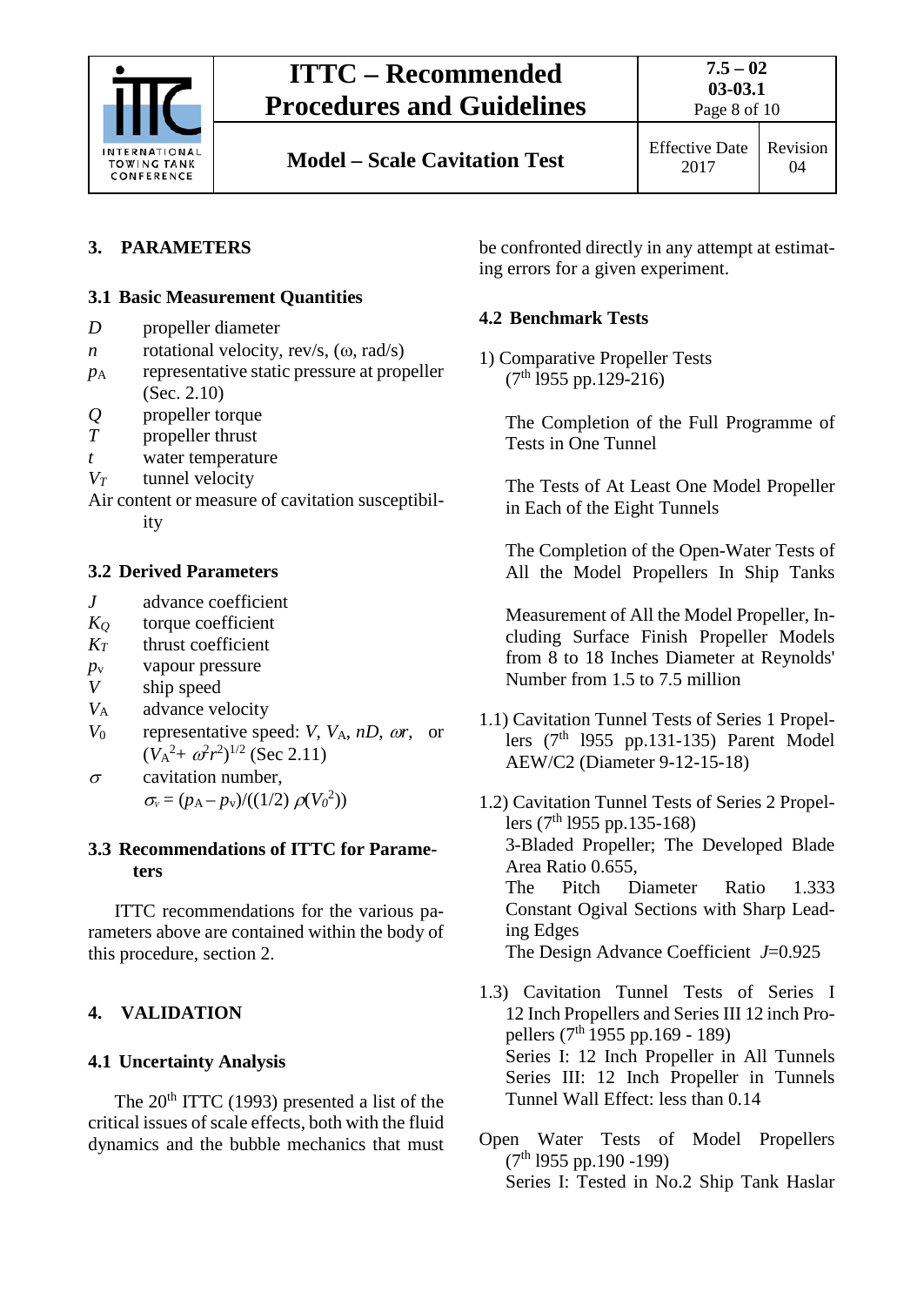## 3. PARAMETERS

### 3.1 Basic Measurement Quantities

- $D$ propeller diameter
- $n$ rotational velocity, rev/s, ($\omega$, rad/s)
- $p_A$ representative static pressure at propeller (Sec. 2.10)
- $Q$ propeller torque
- $T$ propeller thrust
- $t$ water temperature
- $V_T$ tunnel velocity

Air content or measure of cavitation susceptibility

### 3.2 Derived Parameters

- $J$ advance coefficient
- $K_Q$ torque coefficient
- $K_T$ thrust coefficient
- $p_v$ vapour pressure
- $V$ ship speed
- $V_A$ advance velocity
- $V_0$ representative speed: $V$, $V_A$, $nD$, $\omega r$, or $(V_A^2 + \omega^2 r^2)^{1/2}$ (Sec 2.11)
- $\sigma$ cavitation number, $\sigma_v = (p_A - p_v)/((1/2)\,\rho(V_0^2))$

### 3.3 Recommendations of ITTC for Parameters

ITTC recommendations for the various parameters above are contained within the body of this procedure, section 2.

## 4. VALIDATION

### 4.1 Uncertainty Analysis

The 20th ITTC (1993) presented a list of the critical issues of scale effects, both with the fluid dynamics and the bubble mechanics that must be confronted directly in any attempt at estimating errors for a given experiment.

### 4.2 Benchmark Tests

1) Comparative Propeller Tests (7th 1955 pp.129-216)

The Completion of the Full Programme of Tests in One Tunnel

The Tests of At Least One Model Propeller in Each of the Eight Tunnels

The Completion of the Open-Water Tests of All the Model Propellers In Ship Tanks

Measurement of All the Model Propeller, Including Surface Finish Propeller Models from 8 to 18 Inches Diameter at Reynolds' Number from 1.5 to 7.5 million

1.1) Cavitation Tunnel Tests of Series 1 Propellers (7th 1955 pp.131-135) Parent Model AEW/C2 (Diameter 9-12-15-18)

1.2) Cavitation Tunnel Tests of Series 2 Propellers (7th 1955 pp.135-168)
3-Bladed Propeller; The Developed Blade Area Ratio 0.655,
The Pitch Diameter Ratio 1.333
Constant Ogival Sections with Sharp Leading Edges
The Design Advance Coefficient $J$=0.925

1.3) Cavitation Tunnel Tests of Series I 12 Inch Propellers and Series III 12 inch Propellers (7th 1955 pp.169 - 189)
Series I: 12 Inch Propeller in All Tunnels
Series III: 12 Inch Propeller in Tunnels
Tunnel Wall Effect: less than 0.14

Open Water Tests of Model Propellers (7th 1955 pp.190 -199)
Series I: Tested in No.2 Ship Tank Haslar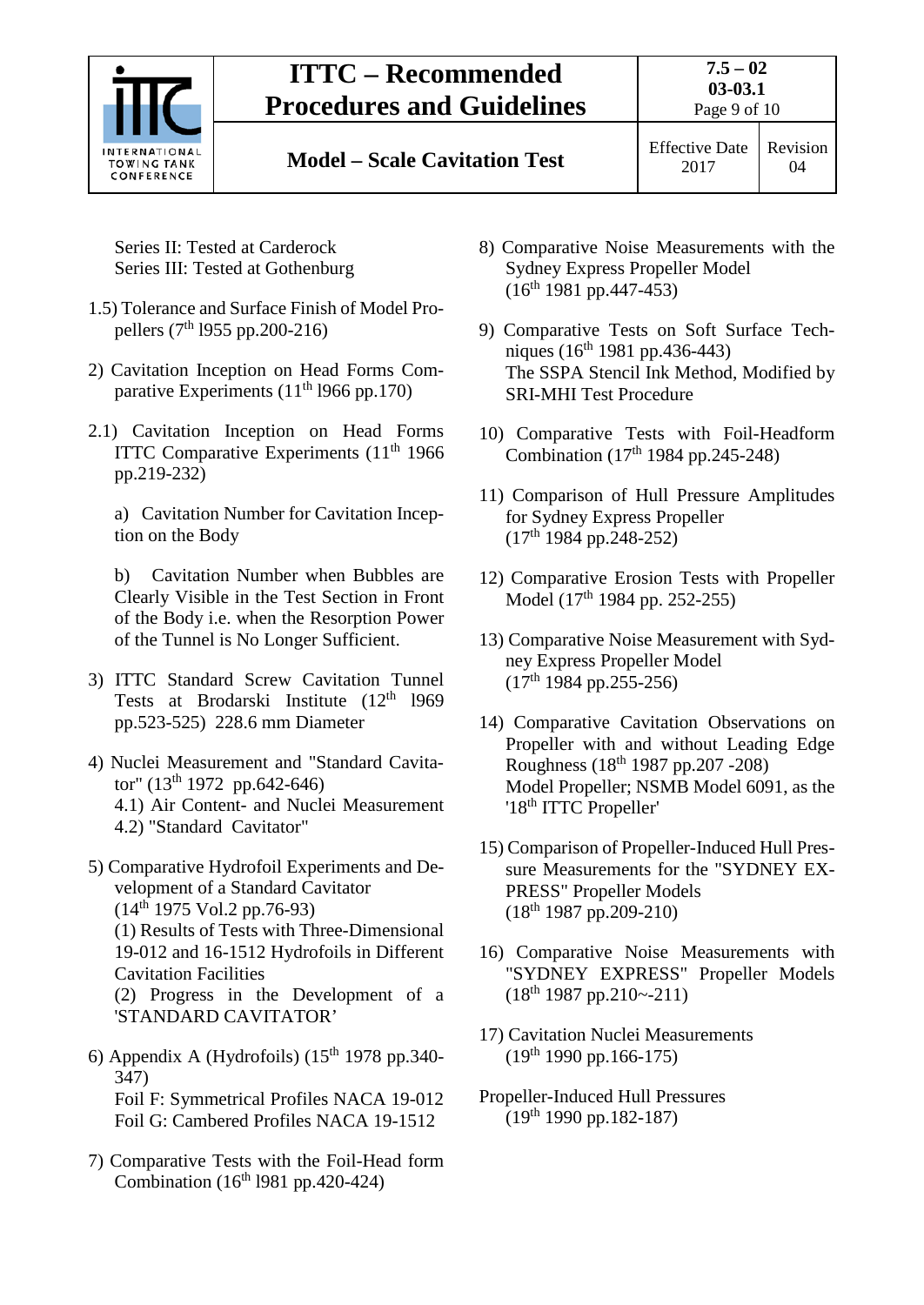Series II: Tested at Carderock
Series III: Tested at Gothenburg

1.5) Tolerance and Surface Finish of Model Propellers (7th l955 pp.200-216)

2) Cavitation Inception on Head Forms Comparative Experiments (11th l966 pp.170)

2.1) Cavitation Inception on Head Forms ITTC Comparative Experiments (11th 1966 pp.219-232)

a) Cavitation Number for Cavitation Inception on the Body

b) Cavitation Number when Bubbles are Clearly Visible in the Test Section in Front of the Body i.e. when the Resorption Power of the Tunnel is No Longer Sufficient.

3) ITTC Standard Screw Cavitation Tunnel Tests at Brodarski Institute (12th l969 pp.523-525) 228.6 mm Diameter

4) Nuclei Measurement and "Standard Cavitator" (13th 1972 pp.642-646)
4.1) Air Content- and Nuclei Measurement
4.2) "Standard Cavitator"

5) Comparative Hydrofoil Experiments and Development of a Standard Cavitator
(14th 1975 Vol.2 pp.76-93)
(1) Results of Tests with Three-Dimensional 19-012 and 16-1512 Hydrofoils in Different Cavitation Facilities
(2) Progress in the Development of a 'STANDARD CAVITATOR'

6) Appendix A (Hydrofoils) (15th 1978 pp.340-347)
Foil F: Symmetrical Profiles NACA 19-012
Foil G: Cambered Profiles NACA 19-1512

7) Comparative Tests with the Foil-Head form Combination (16th l981 pp.420-424)

8) Comparative Noise Measurements with the Sydney Express Propeller Model
(16th 1981 pp.447-453)

9) Comparative Tests on Soft Surface Techniques (16th 1981 pp.436-443)
The SSPA Stencil Ink Method, Modified by SRI-MHI Test Procedure

10) Comparative Tests with Foil-Headform Combination (17th 1984 pp.245-248)

11) Comparison of Hull Pressure Amplitudes for Sydney Express Propeller
(17th 1984 pp.248-252)

12) Comparative Erosion Tests with Propeller Model (17th 1984 pp. 252-255)

13) Comparative Noise Measurement with Sydney Express Propeller Model
(17th 1984 pp.255-256)

14) Comparative Cavitation Observations on Propeller with and without Leading Edge Roughness (18th 1987 pp.207 -208)
Model Propeller; NSMB Model 6091, as the '18th ITTC Propeller'

15) Comparison of Propeller-Induced Hull Pressure Measurements for the "SYDNEY EXPRESS" Propeller Models
(18th 1987 pp.209-210)

16) Comparative Noise Measurements with "SYDNEY EXPRESS" Propeller Models
(18th 1987 pp.210~-211)

17) Cavitation Nuclei Measurements
(19th 1990 pp.166-175)

Propeller-Induced Hull Pressures
(19th 1990 pp.182-187)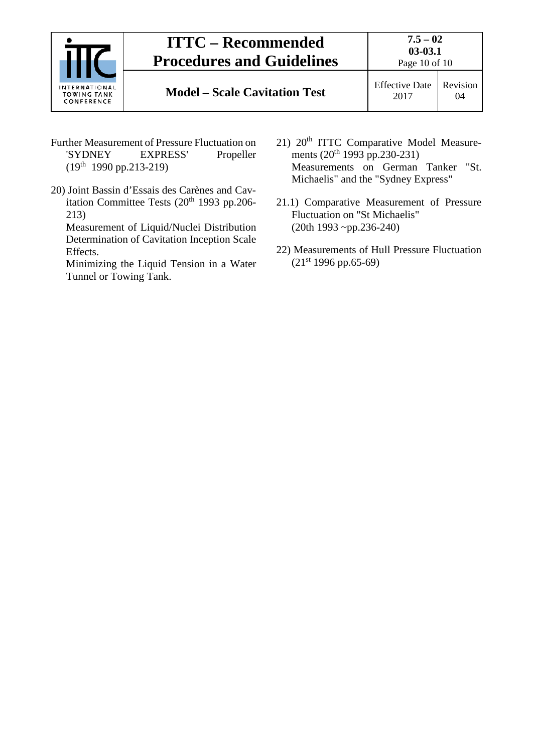Further Measurement of Pressure Fluctuation on 'SYDNEY EXPRESS' Propeller (19th 1990 pp.213-219)

20) Joint Bassin d'Essais des Carènes and Cavitation Committee Tests (20th 1993 pp.206-213)
Measurement of Liquid/Nuclei Distribution Determination of Cavitation Inception Scale Effects.
Minimizing the Liquid Tension in a Water Tunnel or Towing Tank.

21) 20th ITTC Comparative Model Measurements (20th 1993 pp.230-231)
Measurements on German Tanker "St. Michaelis" and the "Sydney Express"

21.1) Comparative Measurement of Pressure Fluctuation on "St Michaelis"
(20th 1993 ~pp.236-240)

22) Measurements of Hull Pressure Fluctuation (21st 1996 pp.65-69)